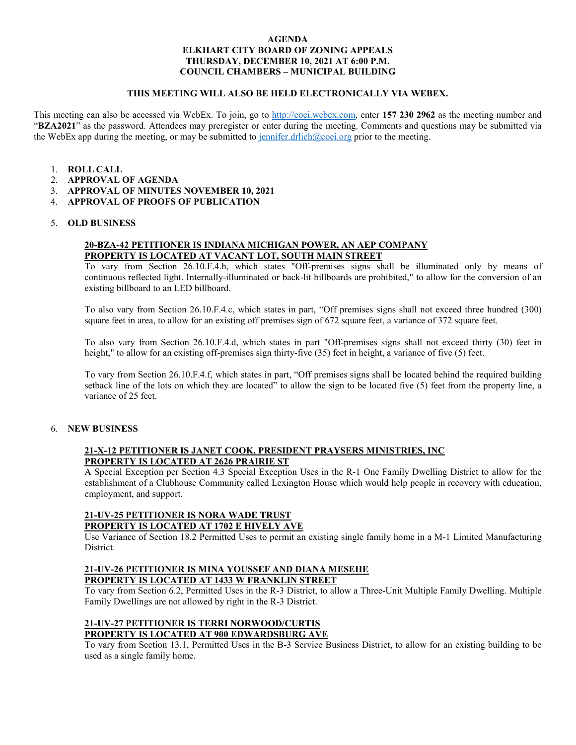# AGENDA
# ELKHART CITY BOARD OF ZONING APPEALS
# THURSDAY, DECEMBER 10, 2021 AT 6:00 P.M.
# COUNCIL CHAMBERS – MUNICIPAL BUILDING

**THIS MEETING WILL ALSO BE HELD ELECTRONICALLY VIA WEBEX.**

This meeting can also be accessed via WebEx. To join, go to http://coei.webex.com, enter **157 230 2962** as the meeting number and "**BZA2021**" as the password. Attendees may preregister or enter during the meeting. Comments and questions may be submitted via the WebEx app during the meeting, or may be submitted to jennifer.drlich@coei.org prior to the meeting.

1. **ROLL CALL**
2. **APPROVAL OF AGENDA**
3. **APPROVAL OF MINUTES NOVEMBER 10, 2021**
4. **APPROVAL OF PROOFS OF PUBLICATION**

5. **OLD BUSINESS**

**20-BZA-42 PETITIONER IS INDIANA MICHIGAN POWER, AN AEP COMPANY**
**PROPERTY IS LOCATED AT VACANT LOT, SOUTH MAIN STREET**

To vary from Section 26.10.F.4.h, which states "Off-premises signs shall be illuminated only by means of continuous reflected light. Internally-illuminated or back-lit billboards are prohibited," to allow for the conversion of an existing billboard to an LED billboard.

To also vary from Section 26.10.F.4.c, which states in part, "Off premises signs shall not exceed three hundred (300) square feet in area, to allow for an existing off premises sign of 672 square feet, a variance of 372 square feet.

To also vary from Section 26.10.F.4.d, which states in part "Off-premises signs shall not exceed thirty (30) feet in height," to allow for an existing off-premises sign thirty-five (35) feet in height, a variance of five (5) feet.

To vary from Section 26.10.F.4.f, which states in part, "Off premises signs shall be located behind the required building setback line of the lots on which they are located" to allow the sign to be located five (5) feet from the property line, a variance of 25 feet.

6. **NEW BUSINESS**

**21-X-12 PETITIONER IS JANET COOK, PRESIDENT PRAYSERS MINISTRIES, INC**
**PROPERTY IS LOCATED AT 2626 PRAIRIE ST**

A Special Exception per Section 4.3 Special Exception Uses in the R-1 One Family Dwelling District to allow for the establishment of a Clubhouse Community called Lexington House which would help people in recovery with education, employment, and support.

**21-UV-25 PETITIONER IS NORA WADE TRUST**
**PROPERTY IS LOCATED AT 1702 E HIVELY AVE**

Use Variance of Section 18.2 Permitted Uses to permit an existing single family home in a M-1 Limited Manufacturing District.

**21-UV-26 PETITIONER IS MINA YOUSSEF AND DIANA MESEHE**
**PROPERTY IS LOCATED AT 1433 W FRANKLIN STREET**

To vary from Section 6.2, Permitted Uses in the R-3 District, to allow a Three-Unit Multiple Family Dwelling. Multiple Family Dwellings are not allowed by right in the R-3 District.

**21-UV-27 PETITIONER IS TERRI NORWOOD/CURTIS**
**PROPERTY IS LOCATED AT 900 EDWARDSBURG AVE**

To vary from Section 13.1, Permitted Uses in the B-3 Service Business District, to allow for an existing building to be used as a single family home.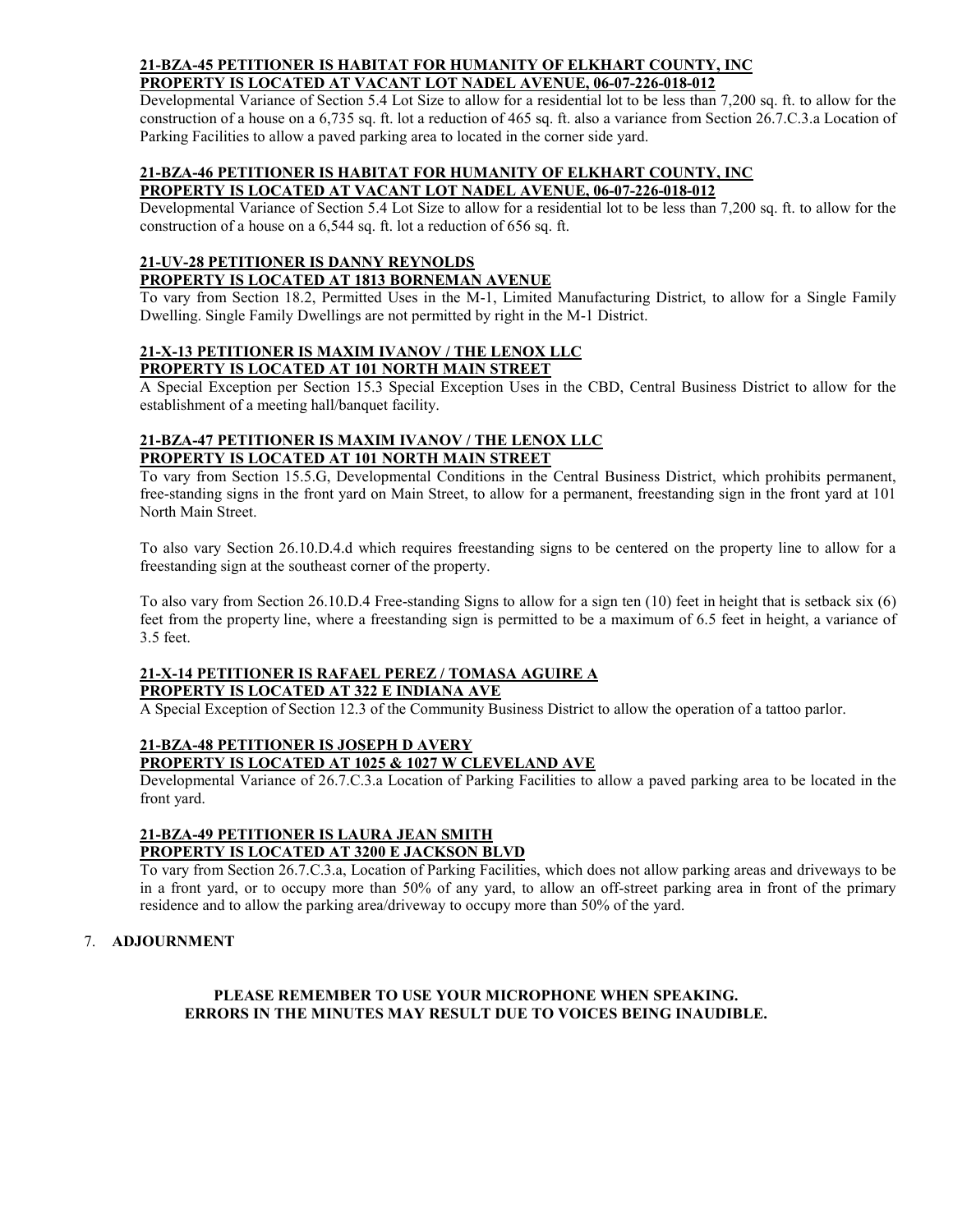**21-BZA-45 PETITIONER IS HABITAT FOR HUMANITY OF ELKHART COUNTY, INC**
**PROPERTY IS LOCATED AT VACANT LOT NADEL AVENUE, 06-07-226-018-012**

Developmental Variance of Section 5.4 Lot Size to allow for a residential lot to be less than 7,200 sq. ft. to allow for the construction of a house on a 6,735 sq. ft. lot a reduction of 465 sq. ft. also a variance from Section 26.7.C.3.a Location of Parking Facilities to allow a paved parking area to located in the corner side yard.

**21-BZA-46 PETITIONER IS HABITAT FOR HUMANITY OF ELKHART COUNTY, INC**
**PROPERTY IS LOCATED AT VACANT LOT NADEL AVENUE, 06-07-226-018-012**

Developmental Variance of Section 5.4 Lot Size to allow for a residential lot to be less than 7,200 sq. ft. to allow for the construction of a house on a 6,544 sq. ft. lot a reduction of 656 sq. ft.

**21-UV-28 PETITIONER IS DANNY REYNOLDS**
**PROPERTY IS LOCATED AT 1813 BORNEMAN AVENUE**

To vary from Section 18.2, Permitted Uses in the M-1, Limited Manufacturing District, to allow for a Single Family Dwelling. Single Family Dwellings are not permitted by right in the M-1 District.

**21-X-13 PETITIONER IS MAXIM IVANOV / THE LENOX LLC**
**PROPERTY IS LOCATED AT 101 NORTH MAIN STREET**

A Special Exception per Section 15.3 Special Exception Uses in the CBD, Central Business District to allow for the establishment of a meeting hall/banquet facility.

**21-BZA-47 PETITIONER IS MAXIM IVANOV / THE LENOX LLC**
**PROPERTY IS LOCATED AT 101 NORTH MAIN STREET**

To vary from Section 15.5.G, Developmental Conditions in the Central Business District, which prohibits permanent, free-standing signs in the front yard on Main Street, to allow for a permanent, freestanding sign in the front yard at 101 North Main Street.

To also vary Section 26.10.D.4.d which requires freestanding signs to be centered on the property line to allow for a freestanding sign at the southeast corner of the property.

To also vary from Section 26.10.D.4 Free-standing Signs to allow for a sign ten (10) feet in height that is setback six (6) feet from the property line, where a freestanding sign is permitted to be a maximum of 6.5 feet in height, a variance of 3.5 feet.

**21-X-14 PETITIONER IS RAFAEL PEREZ / TOMASA AGUIRE A**
**PROPERTY IS LOCATED AT 322 E INDIANA AVE**

A Special Exception of Section 12.3 of the Community Business District to allow the operation of a tattoo parlor.

**21-BZA-48 PETITIONER IS JOSEPH D AVERY**
**PROPERTY IS LOCATED AT 1025 & 1027 W CLEVELAND AVE**

Developmental Variance of 26.7.C.3.a Location of Parking Facilities to allow a paved parking area to be located in the front yard.

**21-BZA-49 PETITIONER IS LAURA JEAN SMITH**
**PROPERTY IS LOCATED AT 3200 E JACKSON BLVD**

To vary from Section 26.7.C.3.a, Location of Parking Facilities, which does not allow parking areas and driveways to be in a front yard, or to occupy more than 50% of any yard, to allow an off-street parking area in front of the primary residence and to allow the parking area/driveway to occupy more than 50% of the yard.

7. **ADJOURNMENT**

**PLEASE REMEMBER TO USE YOUR MICROPHONE WHEN SPEAKING.**
**ERRORS IN THE MINUTES MAY RESULT DUE TO VOICES BEING INAUDIBLE.**